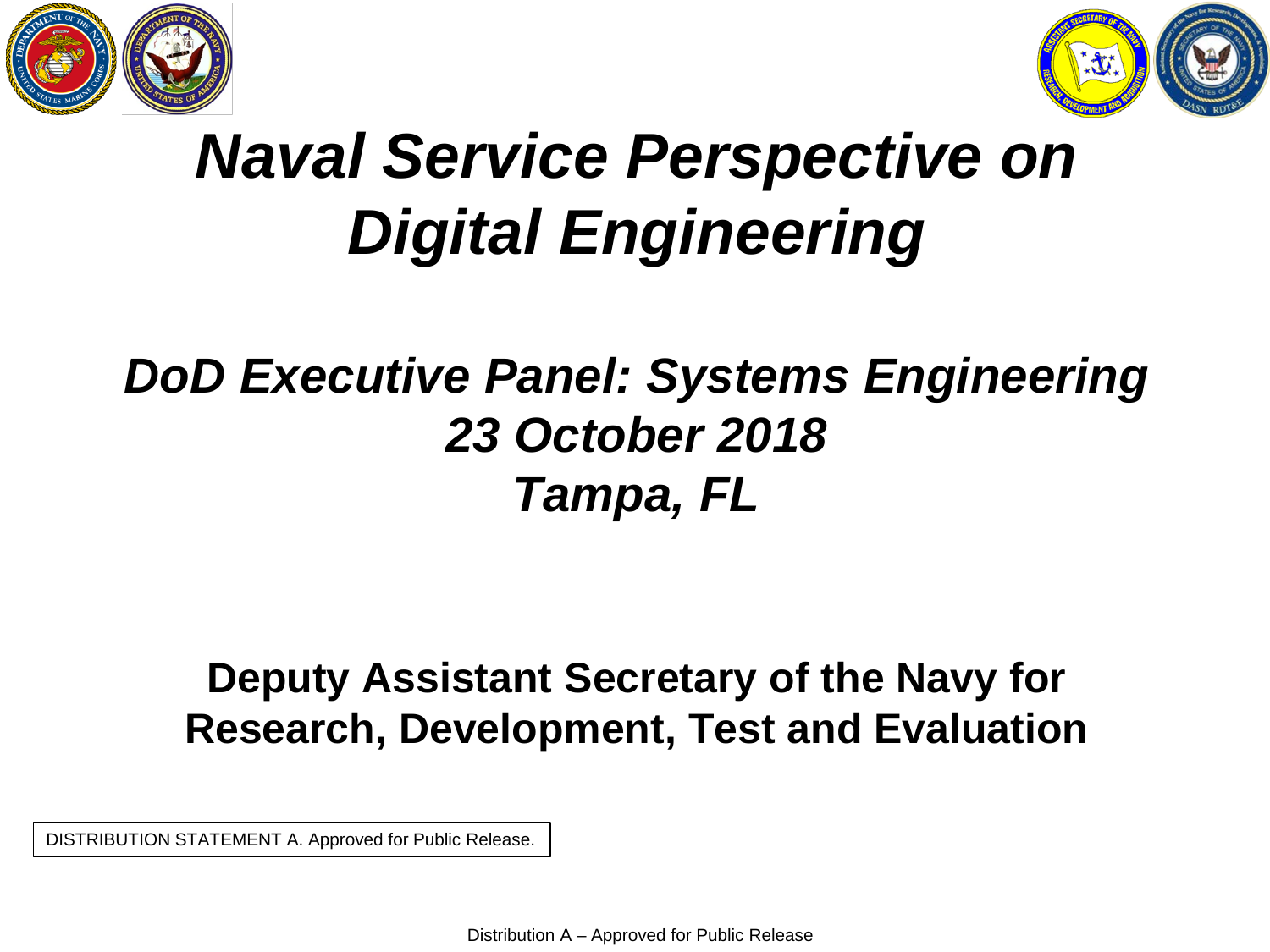# *Naval Service Perspective on Digital Engineering*

## *DoD Executive Panel: Systems Engineering*
## *23 October 2018*
## *Tampa, FL*

**Deputy Assistant Secretary of the Navy for Research, Development, Test and Evaluation**

DISTRIBUTION STATEMENT A. Approved for Public Release.

Distribution A – Approved for Public Release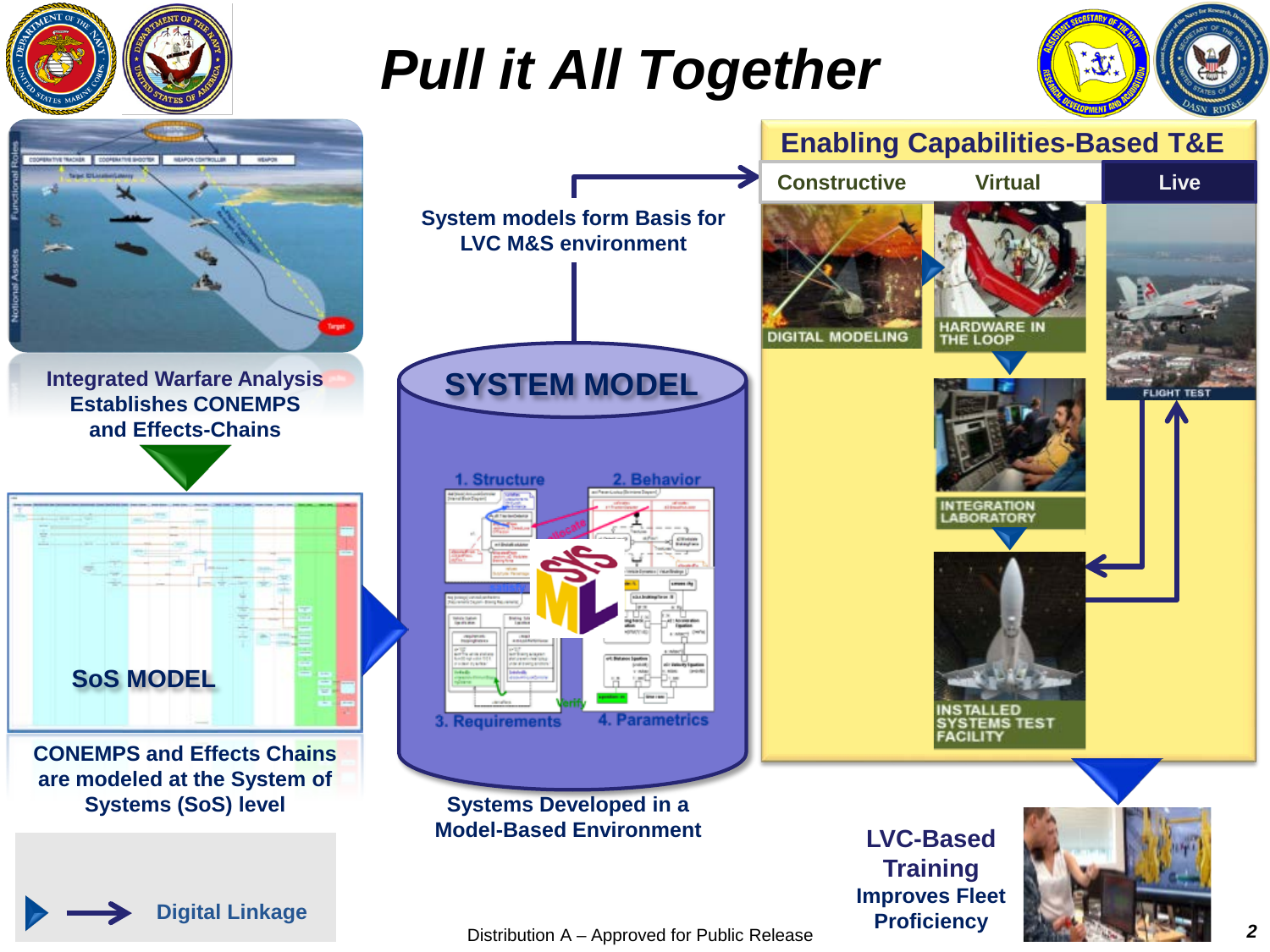# Pull it All Together

Integrated Warfare Analysis Establishes CONEMPS and Effects-Chains

SoS MODEL

CONEMPS and Effects Chains are modeled at the System of Systems (SoS) level

System models form Basis for LVC M&S environment

SYSTEM MODEL

1. Structure
2. Behavior
3. Requirements
4. Parametrics

Systems Developed in a Model-Based Environment

## Enabling Capabilities-Based T&E

| Constructive | Virtual | Live |
| --- | --- | --- |
| DIGITAL MODELING | HARDWARE IN THE LOOP | FLIGHT TEST |
| | INTEGRATION LABORATORY | |
| | INSTALLED SYSTEMS TEST FACILITY | |

LVC-Based Training Improves Fleet Proficiency

Digital Linkage

Distribution A – Approved for Public Release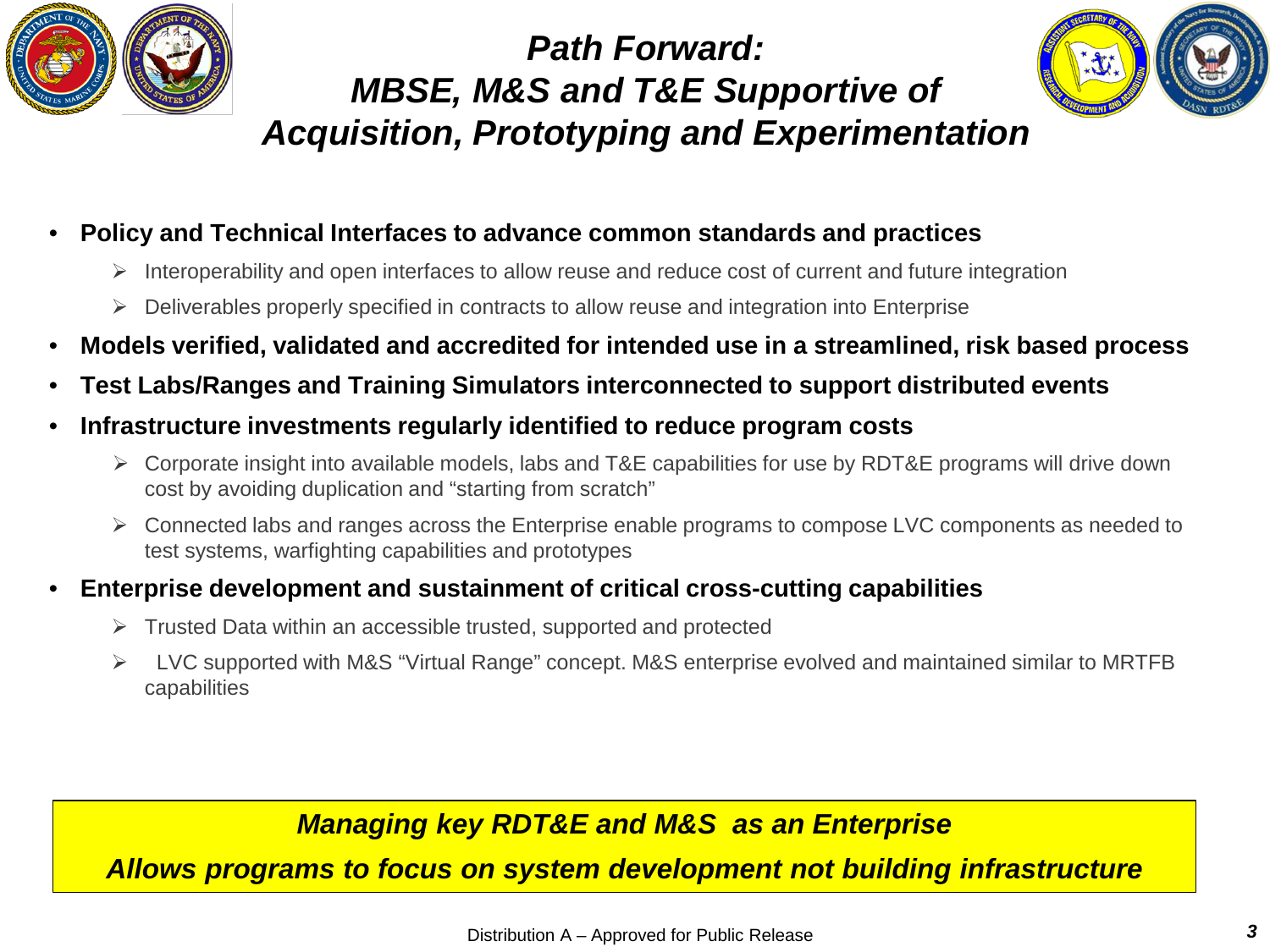# *Path Forward: MBSE, M&S and T&E Supportive of Acquisition, Prototyping and Experimentation*

- **Policy and Technical Interfaces to advance common standards and practices**
  - Interoperability and open interfaces to allow reuse and reduce cost of current and future integration
  - Deliverables properly specified in contracts to allow reuse and integration into Enterprise
- **Models verified, validated and accredited for intended use in a streamlined, risk based process**
- **Test Labs/Ranges and Training Simulators interconnected to support distributed events**
- **Infrastructure investments regularly identified to reduce program costs**
  - Corporate insight into available models, labs and T&E capabilities for use by RDT&E programs will drive down cost by avoiding duplication and "starting from scratch"
  - Connected labs and ranges across the Enterprise enable programs to compose LVC components as needed to test systems, warfighting capabilities and prototypes
- **Enterprise development and sustainment of critical cross-cutting capabilities**
  - Trusted Data within an accessible trusted, supported and protected
  - LVC supported with M&S "Virtual Range" concept. M&S enterprise evolved and maintained similar to MRTFB capabilities

***Managing key RDT&E and M&S as an Enterprise***

***Allows programs to focus on system development not building infrastructure***

Distribution A – Approved for Public Release